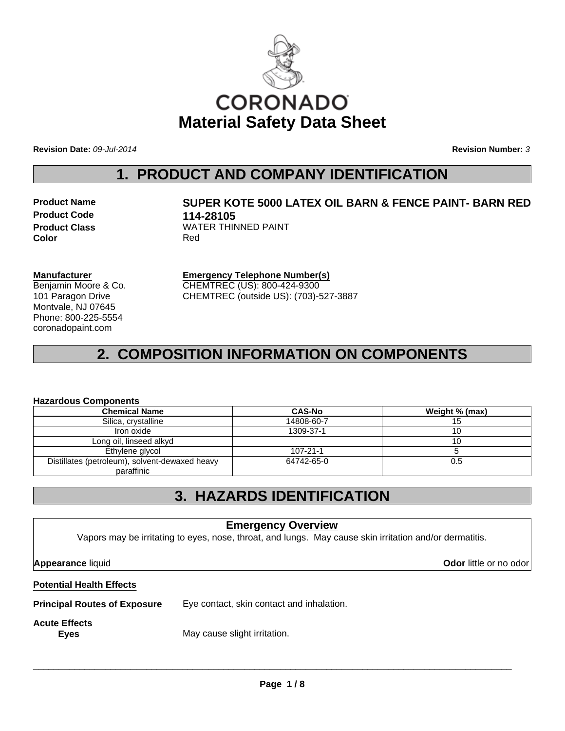# CORONADO

# Material Safety Data Sheet

**Revision Date:** *09-Jul-2014* **Revision Number:** *3*

## 1. PRODUCT AND COMPANY IDENTIFICATION

**Product Name** **SUPER KOTE 5000 LATEX OIL BARN & FENCE PAINT- BARN RED**
**Product Code** **114-28105**
**Product Class** WATER THINNED PAINT
**Color** Red

**Manufacturer**
Benjamin Moore & Co.
101 Paragon Drive
Montvale, NJ 07645
Phone: 800-225-5554
coronadopaint.com

**Emergency Telephone Number(s)**
CHEMTREC (US): 800-424-9300
CHEMTREC (outside US): (703)-527-3887

## 2. COMPOSITION INFORMATION ON COMPONENTS

**Hazardous Components**

| Chemical Name | CAS-No | Weight % (max) |
|---|---|---|
| Silica, crystalline | 14808-60-7 | 15 |
| Iron oxide | 1309-37-1 | 10 |
| Long oil, linseed alkyd | | 10 |
| Ethylene glycol | 107-21-1 | 5 |
| Distillates (petroleum), solvent-dewaxed heavy paraffinic | 64742-65-0 | 0.5 |

## 3. HAZARDS IDENTIFICATION

**Emergency Overview**

Vapors may be irritating to eyes, nose, throat, and lungs. May cause skin irritation and/or dermatitis.

**Appearance** liquid **Odor** little or no odor

**Potential Health Effects**

**Principal Routes of Exposure** Eye contact, skin contact and inhalation.

**Acute Effects**

**Eyes** May cause slight irritation.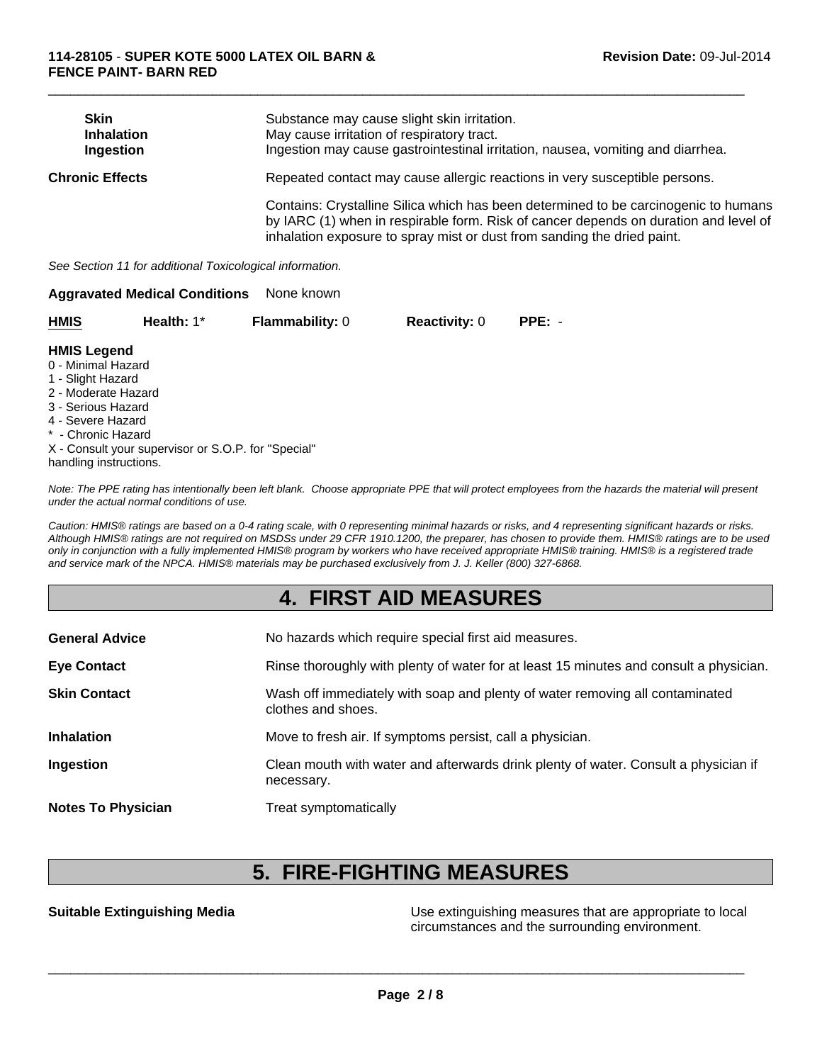| | |
|---|---|
| **Skin** | Substance may cause slight skin irritation. |
| **Inhalation** | May cause irritation of respiratory tract. |
| **Ingestion** | Ingestion may cause gastrointestinal irritation, nausea, vomiting and diarrhea. |

**Chronic Effects** Repeated contact may cause allergic reactions in very susceptible persons.

Contains: Crystalline Silica which has been determined to be carcinogenic to humans by IARC (1) when in respirable form. Risk of cancer depends on duration and level of inhalation exposure to spray mist or dust from sanding the dried paint.

*See Section 11 for additional Toxicological information.*

**Aggravated Medical Conditions** None known

| **HMIS** | **Health:** 1* | **Flammability:** 0 | **Reactivity:** 0 | **PPE:** - |
|---|---|---|---|---|

**HMIS Legend**
0 - Minimal Hazard
1 - Slight Hazard
2 - Moderate Hazard
3 - Serious Hazard
4 - Severe Hazard
* - Chronic Hazard
X - Consult your supervisor or S.O.P. for "Special" handling instructions.

*Note: The PPE rating has intentionally been left blank. Choose appropriate PPE that will protect employees from the hazards the material will present under the actual normal conditions of use.*

*Caution: HMIS® ratings are based on a 0-4 rating scale, with 0 representing minimal hazards or risks, and 4 representing significant hazards or risks. Although HMIS® ratings are not required on MSDSs under 29 CFR 1910.1200, the preparer, has chosen to provide them. HMIS® ratings are to be used only in conjunction with a fully implemented HMIS® program by workers who have received appropriate HMIS® training. HMIS® is a registered trade and service mark of the NPCA. HMIS® materials may be purchased exclusively from J. J. Keller (800) 327-6868.*

# 4. FIRST AID MEASURES

| | |
|---|---|
| **General Advice** | No hazards which require special first aid measures. |
| **Eye Contact** | Rinse thoroughly with plenty of water for at least 15 minutes and consult a physician. |
| **Skin Contact** | Wash off immediately with soap and plenty of water removing all contaminated clothes and shoes. |
| **Inhalation** | Move to fresh air. If symptoms persist, call a physician. |
| **Ingestion** | Clean mouth with water and afterwards drink plenty of water. Consult a physician if necessary. |
| **Notes To Physician** | Treat symptomatically |

# 5. FIRE-FIGHTING MEASURES

**Suitable Extinguishing Media** Use extinguishing measures that are appropriate to local circumstances and the surrounding environment.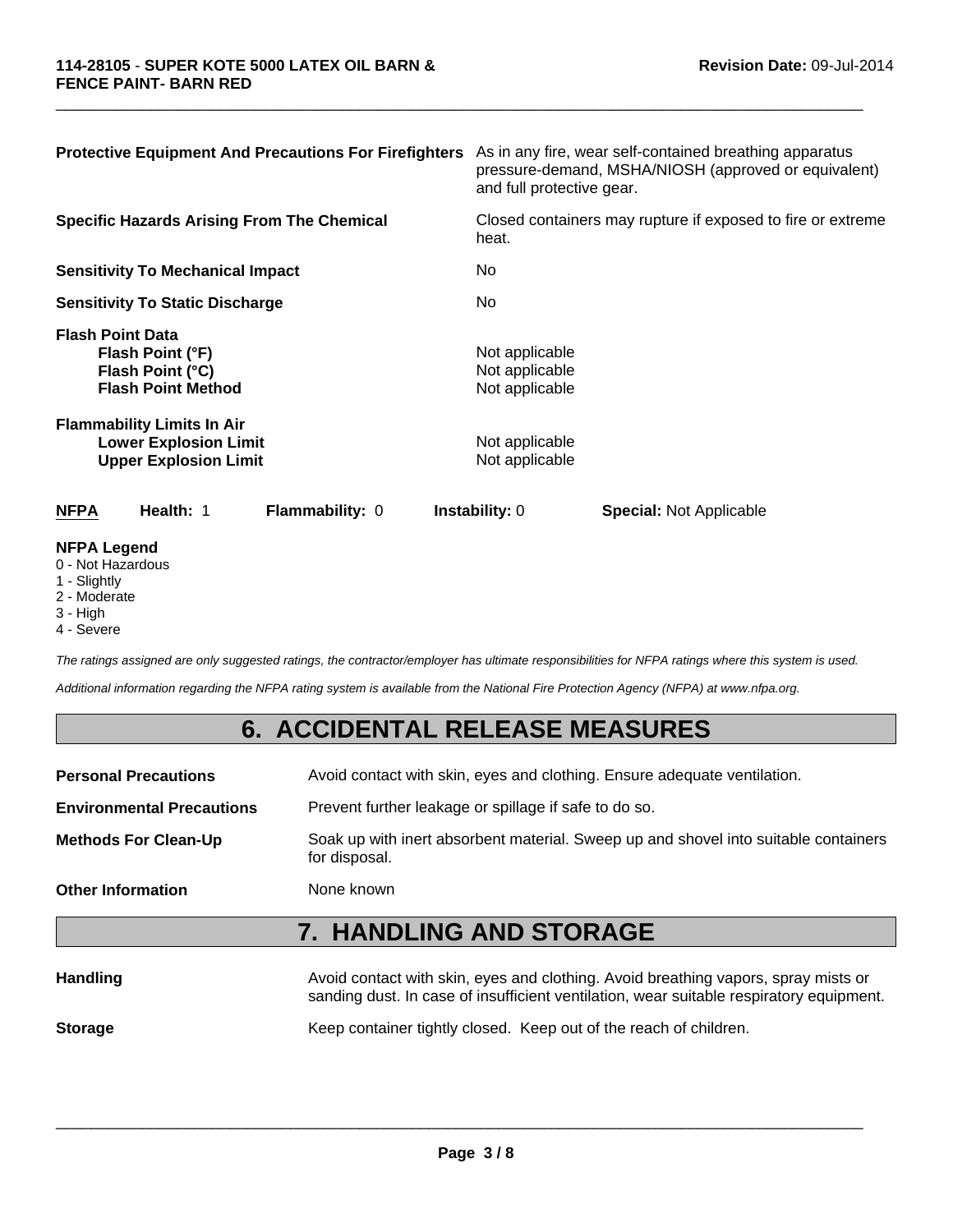**Protective Equipment And Precautions For Firefighters** As in any fire, wear self-contained breathing apparatus pressure-demand, MSHA/NIOSH (approved or equivalent) and full protective gear.

**Specific Hazards Arising From The Chemical** Closed containers may rupture if exposed to fire or extreme heat.

**Sensitivity To Mechanical Impact** No

**Sensitivity To Static Discharge** No

**Flash Point Data**

| | |
|---|---|
| **Flash Point (°F)** | Not applicable |
| **Flash Point (°C)** | Not applicable |
| **Flash Point Method** | Not applicable |

**Flammability Limits In Air**

| | |
|---|---|
| **Lower Explosion Limit** | Not applicable |
| **Upper Explosion Limit** | Not applicable |

| **NFPA** | **Health:** 1 | **Flammability:** 0 | **Instability:** 0 | **Special:** Not Applicable |
|---|---|---|---|---|

**NFPA Legend**
0 - Not Hazardous
1 - Slightly
2 - Moderate
3 - High
4 - Severe

*The ratings assigned are only suggested ratings, the contractor/employer has ultimate responsibilities for NFPA ratings where this system is used.*

*Additional information regarding the NFPA rating system is available from the National Fire Protection Agency (NFPA) at www.nfpa.org.*

## 6. ACCIDENTAL RELEASE MEASURES

**Personal Precautions** Avoid contact with skin, eyes and clothing. Ensure adequate ventilation.

**Environmental Precautions** Prevent further leakage or spillage if safe to do so.

**Methods For Clean-Up** Soak up with inert absorbent material. Sweep up and shovel into suitable containers for disposal.

**Other Information** None known

## 7. HANDLING AND STORAGE

**Handling** Avoid contact with skin, eyes and clothing. Avoid breathing vapors, spray mists or sanding dust. In case of insufficient ventilation, wear suitable respiratory equipment.

**Storage** Keep container tightly closed. Keep out of the reach of children.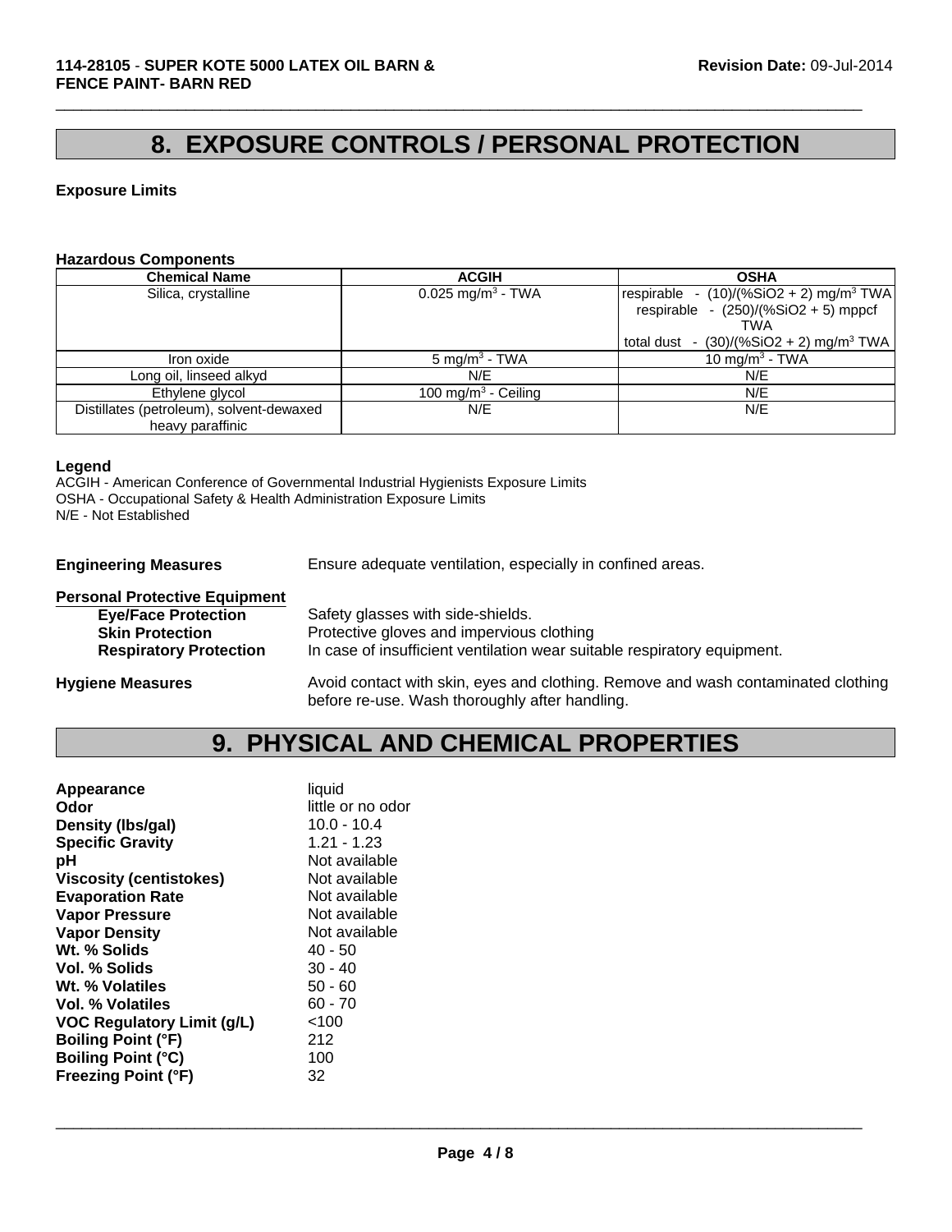# 8. EXPOSURE CONTROLS / PERSONAL PROTECTION

**Exposure Limits**

**Hazardous Components**

| Chemical Name | ACGIH | OSHA |
|---|---|---|
| Silica, crystalline | 0.025 $mg/m^3$ - TWA | respirable - (10)/(%SiO2 + 2) $mg/m^3$ TWA<br>respirable - (250)/(%SiO2 + 5) mppcf TWA<br>total dust - (30)/(%SiO2 + 2) $mg/m^3$ TWA |
| Iron oxide | 5 $mg/m^3$ - TWA | 10 $mg/m^3$ - TWA |
| Long oil, linseed alkyd | N/E | N/E |
| Ethylene glycol | 100 $mg/m^3$ - Ceiling | N/E |
| Distillates (petroleum), solvent-dewaxed heavy paraffinic | N/E | N/E |

**Legend**
ACGIH - American Conference of Governmental Industrial Hygienists Exposure Limits
OSHA - Occupational Safety & Health Administration Exposure Limits
N/E - Not Established

**Engineering Measures** Ensure adequate ventilation, especially in confined areas.

**Personal Protective Equipment**
- **Eye/Face Protection** Safety glasses with side-shields.
- **Skin Protection** Protective gloves and impervious clothing
- **Respiratory Protection** In case of insufficient ventilation wear suitable respiratory equipment.

**Hygiene Measures** Avoid contact with skin, eyes and clothing. Remove and wash contaminated clothing before re-use. Wash thoroughly after handling.

# 9. PHYSICAL AND CHEMICAL PROPERTIES

| | |
|---|---|
| **Appearance** | liquid |
| **Odor** | little or no odor |
| **Density (lbs/gal)** | 10.0 - 10.4 |
| **Specific Gravity** | 1.21 - 1.23 |
| **pH** | Not available |
| **Viscosity (centistokes)** | Not available |
| **Evaporation Rate** | Not available |
| **Vapor Pressure** | Not available |
| **Vapor Density** | Not available |
| **Wt. % Solids** | 40 - 50 |
| **Vol. % Solids** | 30 - 40 |
| **Wt. % Volatiles** | 50 - 60 |
| **Vol. % Volatiles** | 60 - 70 |
| **VOC Regulatory Limit (g/L)** | <100 |
| **Boiling Point (°F)** | 212 |
| **Boiling Point (°C)** | 100 |
| **Freezing Point (°F)** | 32 |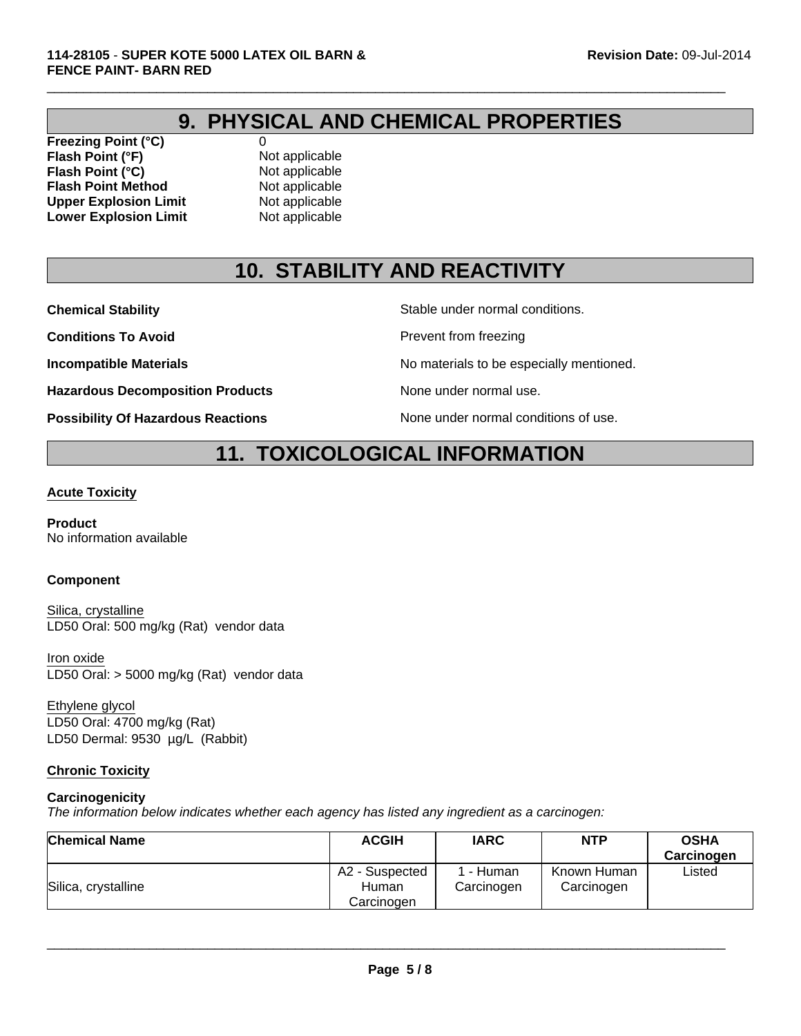## 9. PHYSICAL AND CHEMICAL PROPERTIES

**Freezing Point (°C)** 0
**Flash Point (°F)** Not applicable
**Flash Point (°C)** Not applicable
**Flash Point Method** Not applicable
**Upper Explosion Limit** Not applicable
**Lower Explosion Limit** Not applicable

## 10. STABILITY AND REACTIVITY

**Chemical Stability** Stable under normal conditions.

**Conditions To Avoid** Prevent from freezing

**Incompatible Materials** No materials to be especially mentioned.

**Hazardous Decomposition Products** None under normal use.

**Possibility Of Hazardous Reactions** None under normal conditions of use.

## 11. TOXICOLOGICAL INFORMATION

### Acute Toxicity

**Product**
No information available

**Component**

Silica, crystalline
LD50 Oral: 500 mg/kg (Rat) vendor data

Iron oxide
LD50 Oral: > 5000 mg/kg (Rat) vendor data

Ethylene glycol
LD50 Oral: 4700 mg/kg (Rat)
LD50 Dermal: 9530 µg/L (Rabbit)

### Chronic Toxicity

**Carcinogenicity**
*The information below indicates whether each agency has listed any ingredient as a carcinogen:*

| Chemical Name | ACGIH | IARC | NTP | OSHA Carcinogen |
|---|---|---|---|---|
| Silica, crystalline | A2 - Suspected Human Carcinogen | 1 - Human Carcinogen | Known Human Carcinogen | Listed |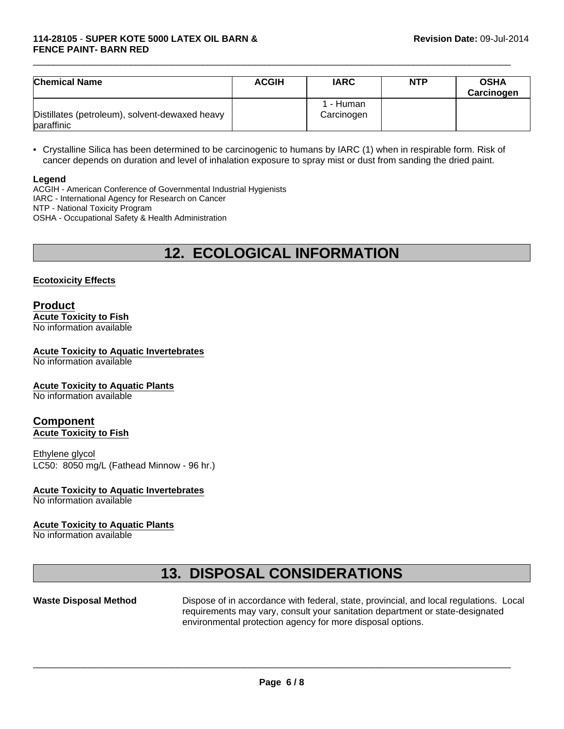| Chemical Name | ACGIH | IARC | NTP | OSHA Carcinogen |
|---|---|---|---|---|
| Distillates (petroleum), solvent-dewaxed heavy paraffinic | | 1 - Human Carcinogen | | |

- Crystalline Silica has been determined to be carcinogenic to humans by IARC (1) when in respirable form. Risk of cancer depends on duration and level of inhalation exposure to spray mist or dust from sanding the dried paint.

**Legend**
ACGIH - American Conference of Governmental Industrial Hygienists
IARC - International Agency for Research on Cancer
NTP - National Toxicity Program
OSHA - Occupational Safety & Health Administration

# 12. ECOLOGICAL INFORMATION

**Ecotoxicity Effects**

## Product

**Acute Toxicity to Fish**
No information available

**Acute Toxicity to Aquatic Invertebrates**
No information available

**Acute Toxicity to Aquatic Plants**
No information available

## Component

**Acute Toxicity to Fish**

Ethylene glycol
LC50: 8050 mg/L (Fathead Minnow - 96 hr.)

**Acute Toxicity to Aquatic Invertebrates**
No information available

**Acute Toxicity to Aquatic Plants**
No information available

# 13. DISPOSAL CONSIDERATIONS

**Waste Disposal Method** Dispose of in accordance with federal, state, provincial, and local regulations. Local requirements may vary, consult your sanitation department or state-designated environmental protection agency for more disposal options.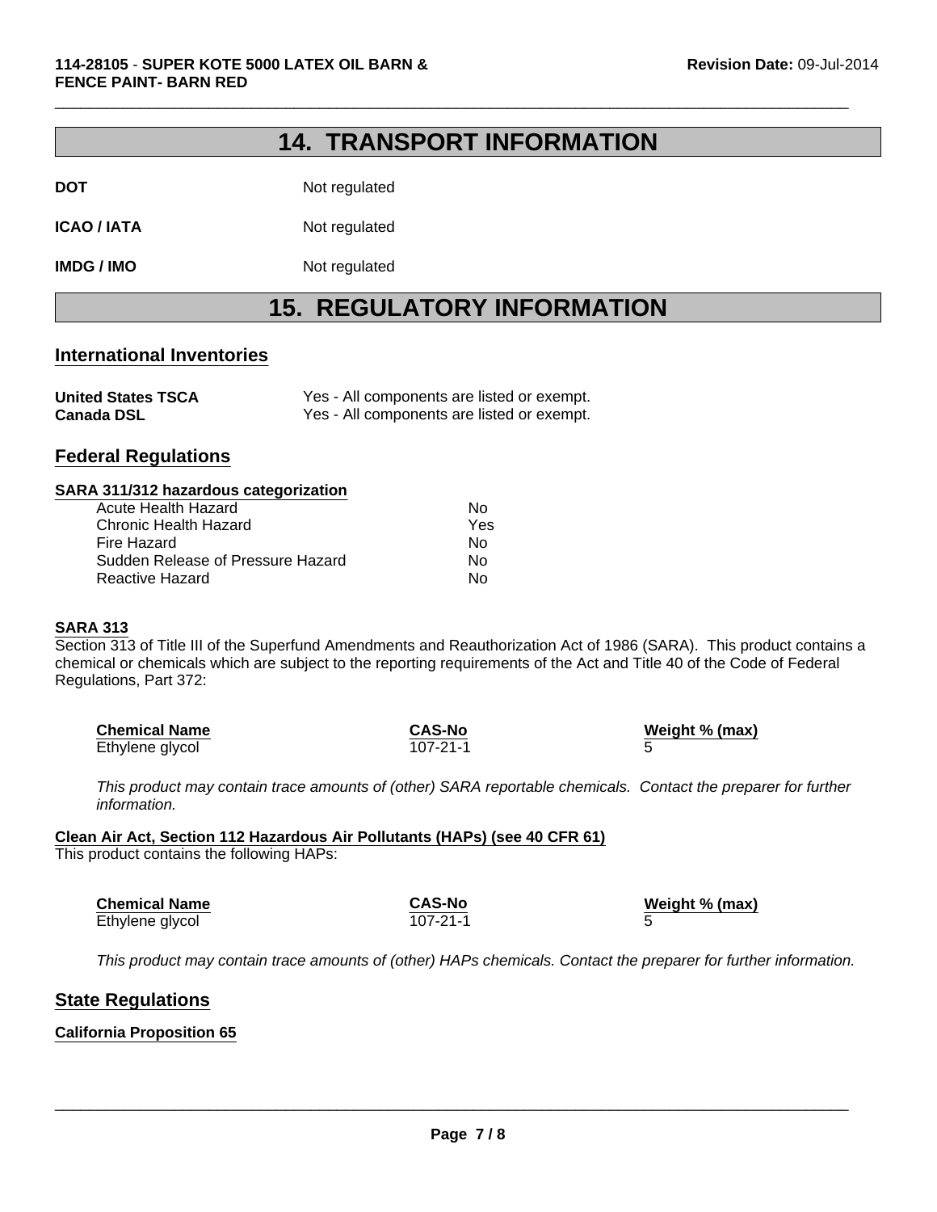# 14. TRANSPORT INFORMATION

| | |
|---|---|
| **DOT** | Not regulated |
| **ICAO / IATA** | Not regulated |
| **IMDG / IMO** | Not regulated |

# 15. REGULATORY INFORMATION

## International Inventories

| | |
|---|---|
| **United States TSCA** | Yes - All components are listed or exempt. |
| **Canada DSL** | Yes - All components are listed or exempt. |

## Federal Regulations

### SARA 311/312 hazardous categorization

| | |
|---|---|
| Acute Health Hazard | No |
| Chronic Health Hazard | Yes |
| Fire Hazard | No |
| Sudden Release of Pressure Hazard | No |
| Reactive Hazard | No |

### SARA 313

Section 313 of Title III of the Superfund Amendments and Reauthorization Act of 1986 (SARA). This product contains a chemical or chemicals which are subject to the reporting requirements of the Act and Title 40 of the Code of Federal Regulations, Part 372:

| Chemical Name | CAS-No | Weight % (max) |
|---|---|---|
| Ethylene glycol | 107-21-1 | 5 |

*This product may contain trace amounts of (other) SARA reportable chemicals. Contact the preparer for further information.*

### Clean Air Act, Section 112 Hazardous Air Pollutants (HAPs) (see 40 CFR 61)

This product contains the following HAPs:

| Chemical Name | CAS-No | Weight % (max) |
|---|---|---|
| Ethylene glycol | 107-21-1 | 5 |

*This product may contain trace amounts of (other) HAPs chemicals. Contact the preparer for further information.*

## State Regulations

### California Proposition 65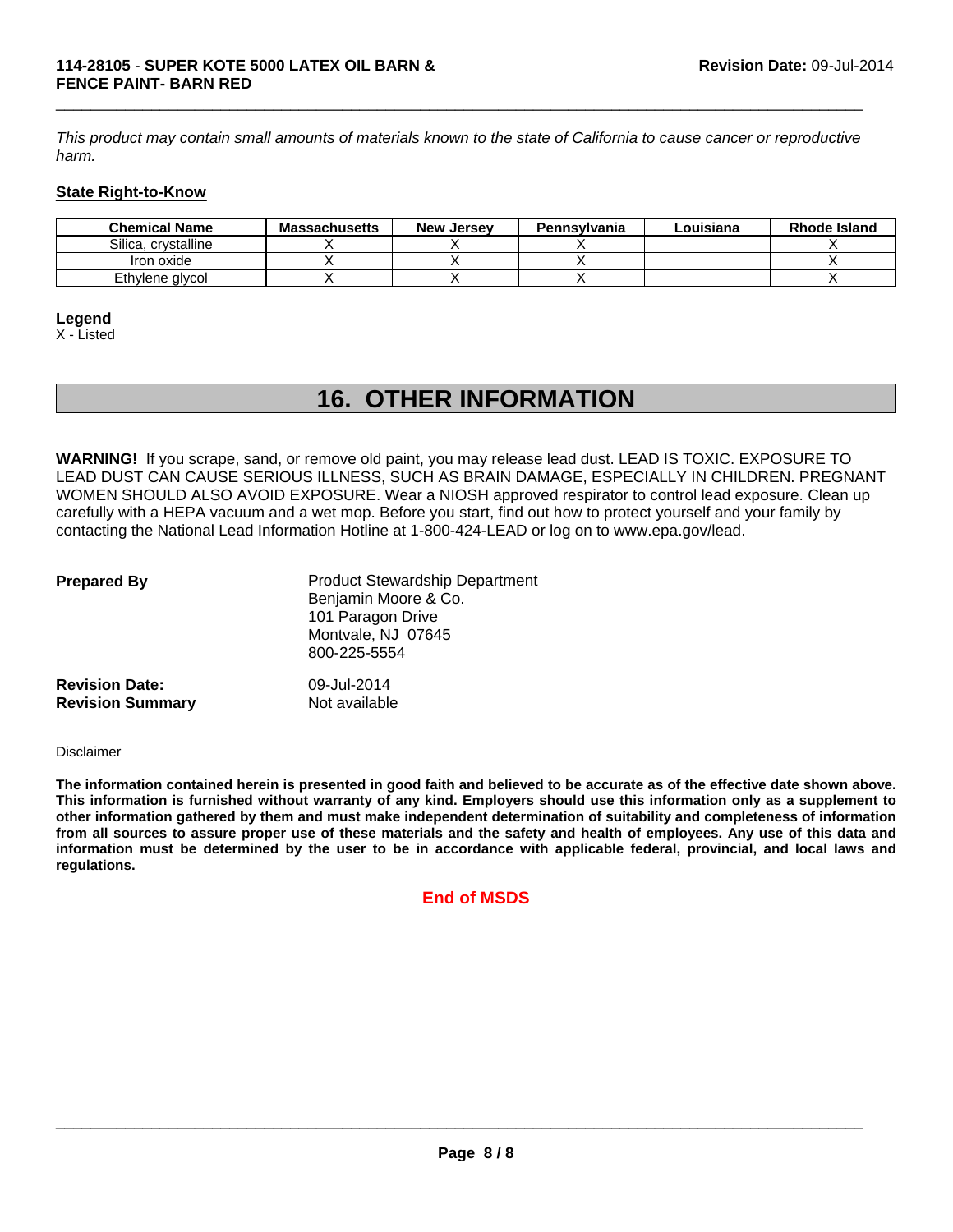*This product may contain small amounts of materials known to the state of California to cause cancer or reproductive harm.*

**State Right-to-Know**

| Chemical Name | Massachusetts | New Jersey | Pennsylvania | Louisiana | Rhode Island |
|---|---|---|---|---|---|
| Silica, crystalline | X | X | X | | X |
| Iron oxide | X | X | X | | X |
| Ethylene glycol | X | X | X | | X |

**Legend**
X - Listed

# 16. OTHER INFORMATION

**WARNING!** If you scrape, sand, or remove old paint, you may release lead dust. LEAD IS TOXIC. EXPOSURE TO LEAD DUST CAN CAUSE SERIOUS ILLNESS, SUCH AS BRAIN DAMAGE, ESPECIALLY IN CHILDREN. PREGNANT WOMEN SHOULD ALSO AVOID EXPOSURE. Wear a NIOSH approved respirator to control lead exposure. Clean up carefully with a HEPA vacuum and a wet mop. Before you start, find out how to protect yourself and your family by contacting the National Lead Information Hotline at 1-800-424-LEAD or log on to www.epa.gov/lead.

**Prepared By**
Product Stewardship Department
Benjamin Moore & Co.
101 Paragon Drive
Montvale, NJ 07645
800-225-5554

**Revision Date:** 09-Jul-2014
**Revision Summary** Not available

Disclaimer

**The information contained herein is presented in good faith and believed to be accurate as of the effective date shown above. This information is furnished without warranty of any kind. Employers should use this information only as a supplement to other information gathered by them and must make independent determination of suitability and completeness of information from all sources to assure proper use of these materials and the safety and health of employees. Any use of this data and information must be determined by the user to be in accordance with applicable federal, provincial, and local laws and regulations.**

**End of MSDS**